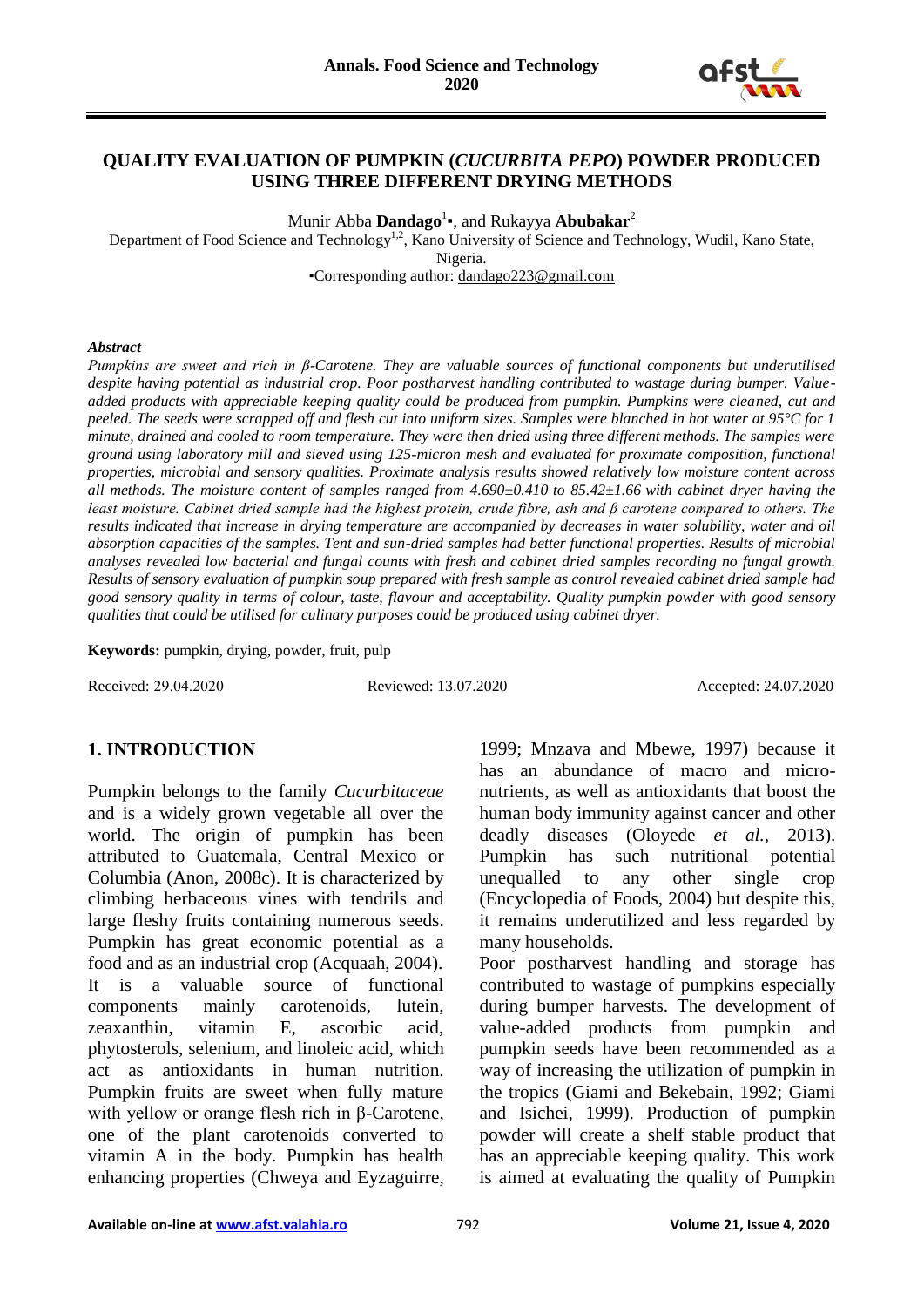# QUALITY EVALUATION OF PUMPKIN (*CUCURBITA PEPO*) POWDER PRODUCED USING THREE DIFFERENT DRYING METHODS

Munir Abba **Dandago**[1]▪, and Rukayya **Abubakar**[2]

Department of Food Science and Technology[1,2], Kano University of Science and Technology, Wudil, Kano State, Nigeria.

▪Corresponding author: dandago223@gmail.com

### *Abstract*

*Pumpkins are sweet and rich in β-Carotene. They are valuable sources of functional components but underutilised despite having potential as industrial crop. Poor postharvest handling contributed to wastage during bumper. Value-added products with appreciable keeping quality could be produced from pumpkin. Pumpkins were cleaned, cut and peeled. The seeds were scrapped off and flesh cut into uniform sizes. Samples were blanched in hot water at 95°C for 1 minute, drained and cooled to room temperature. They were then dried using three different methods. The samples were ground using laboratory mill and sieved using 125-micron mesh and evaluated for proximate composition, functional properties, microbial and sensory qualities. Proximate analysis results showed relatively low moisture content across all methods. The moisture content of samples ranged from 4.690±0.410 to 85.42±1.66 with cabinet dryer having the least moisture. Cabinet dried sample had the highest protein, crude fibre, ash and β carotene compared to others. The results indicated that increase in drying temperature are accompanied by decreases in water solubility, water and oil absorption capacities of the samples. Tent and sun-dried samples had better functional properties. Results of microbial analyses revealed low bacterial and fungal counts with fresh and cabinet dried samples recording no fungal growth. Results of sensory evaluation of pumpkin soup prepared with fresh sample as control revealed cabinet dried sample had good sensory quality in terms of colour, taste, flavour and acceptability. Quality pumpkin powder with good sensory qualities that could be utilised for culinary purposes could be produced using cabinet dryer.*

**Keywords:** pumpkin, drying, powder, fruit, pulp

Received: 29.04.2020 Reviewed: 13.07.2020 Accepted: 24.07.2020

## 1. INTRODUCTION

Pumpkin belongs to the family *Cucurbitaceae* and is a widely grown vegetable all over the world. The origin of pumpkin has been attributed to Guatemala, Central Mexico or Columbia (Anon, 2008c). It is characterized by climbing herbaceous vines with tendrils and large fleshy fruits containing numerous seeds. Pumpkin has great economic potential as a food and as an industrial crop (Acquaah, 2004). It is a valuable source of functional components mainly carotenoids, lutein, zeaxanthin, vitamin E, ascorbic acid, phytosterols, selenium, and linoleic acid, which act as antioxidants in human nutrition. Pumpkin fruits are sweet when fully mature with yellow or orange flesh rich in β-Carotene, one of the plant carotenoids converted to vitamin A in the body. Pumpkin has health enhancing properties (Chweya and Eyzaguirre, 1999; Mnzava and Mbewe, 1997) because it has an abundance of macro and micro-nutrients, as well as antioxidants that boost the human body immunity against cancer and other deadly diseases (Oloyede *et al.,* 2013). Pumpkin has such nutritional potential unequalled to any other single crop (Encyclopedia of Foods, 2004) but despite this, it remains underutilized and less regarded by many households.

Poor postharvest handling and storage has contributed to wastage of pumpkins especially during bumper harvests. The development of value-added products from pumpkin and pumpkin seeds have been recommended as a way of increasing the utilization of pumpkin in the tropics (Giami and Bekebain, 1992; Giami and Isichei, 1999). Production of pumpkin powder will create a shelf stable product that has an appreciable keeping quality. This work is aimed at evaluating the quality of Pumpkin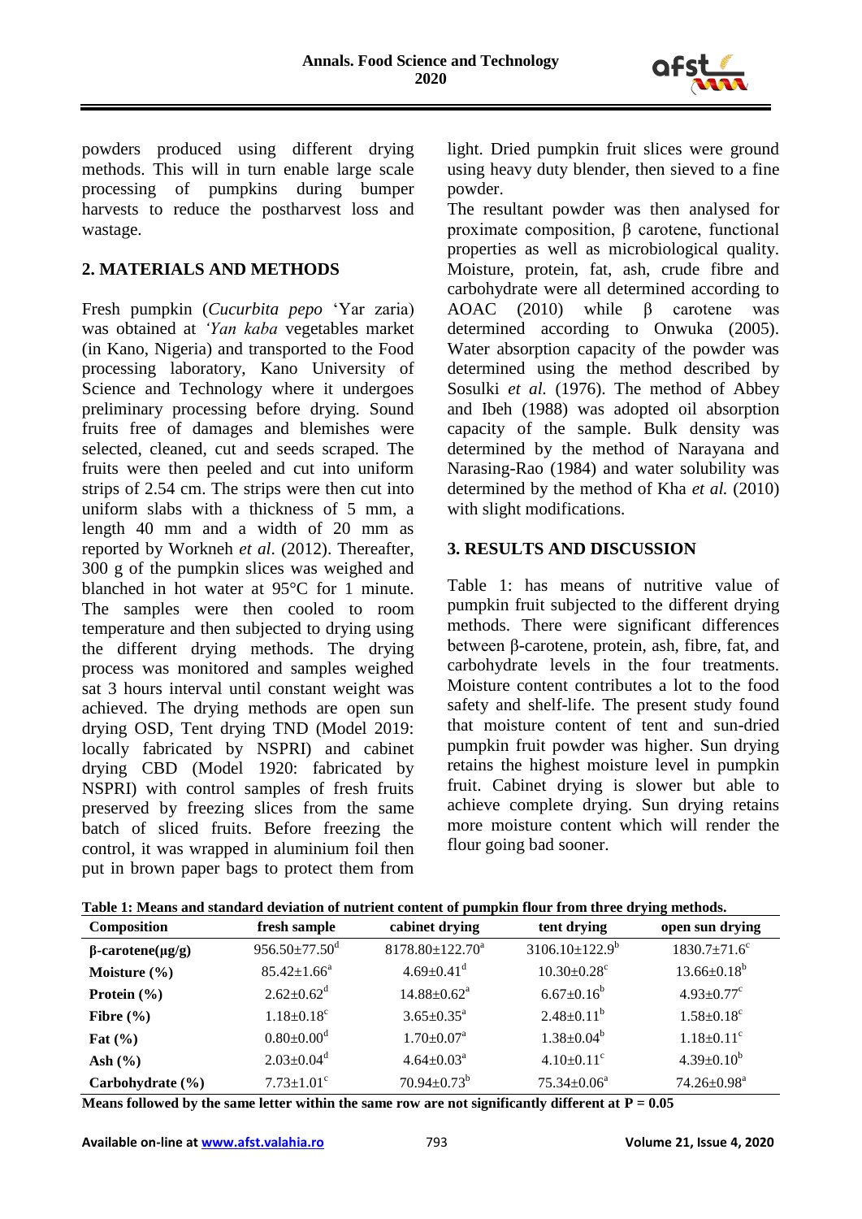powders produced using different drying methods. This will in turn enable large scale processing of pumpkins during bumper harvests to reduce the postharvest loss and wastage.

## 2. MATERIALS AND METHODS

Fresh pumpkin (*Cucurbita pepo* 'Yar zaria) was obtained at *'Yan kaba* vegetables market (in Kano, Nigeria) and transported to the Food processing laboratory, Kano University of Science and Technology where it undergoes preliminary processing before drying. Sound fruits free of damages and blemishes were selected, cleaned, cut and seeds scraped. The fruits were then peeled and cut into uniform strips of 2.54 cm. The strips were then cut into uniform slabs with a thickness of 5 mm, a length 40 mm and a width of 20 mm as reported by Workneh *et al*. (2012). Thereafter, 300 g of the pumpkin slices was weighed and blanched in hot water at 95°C for 1 minute. The samples were then cooled to room temperature and then subjected to drying using the different drying methods. The drying process was monitored and samples weighed sat 3 hours interval until constant weight was achieved. The drying methods are open sun drying OSD, Tent drying TND (Model 2019: locally fabricated by NSPRI) and cabinet drying CBD (Model 1920: fabricated by NSPRI) with control samples of fresh fruits preserved by freezing slices from the same batch of sliced fruits. Before freezing the control, it was wrapped in aluminium foil then put in brown paper bags to protect them from light. Dried pumpkin fruit slices were ground using heavy duty blender, then sieved to a fine powder.

The resultant powder was then analysed for proximate composition, β carotene, functional properties as well as microbiological quality. Moisture, protein, fat, ash, crude fibre and carbohydrate were all determined according to AOAC (2010) while β carotene was determined according to Onwuka (2005). Water absorption capacity of the powder was determined using the method described by Sosulki *et al.* (1976). The method of Abbey and Ibeh (1988) was adopted oil absorption capacity of the sample. Bulk density was determined by the method of Narayana and Narasing-Rao (1984) and water solubility was determined by the method of Kha *et al.* (2010) with slight modifications.

## 3. RESULTS AND DISCUSSION

Table 1: has means of nutritive value of pumpkin fruit subjected to the different drying methods. There were significant differences between β-carotene, protein, ash, fibre, fat, and carbohydrate levels in the four treatments. Moisture content contributes a lot to the food safety and shelf-life. The present study found that moisture content of tent and sun-dried pumpkin fruit powder was higher. Sun drying retains the highest moisture level in pumpkin fruit. Cabinet drying is slower but able to achieve complete drying. Sun drying retains more moisture content which will render the flour going bad sooner.

**Table 1: Means and standard deviation of nutrient content of pumpkin flour from three drying methods.**

| Composition | fresh sample | cabinet drying | tent drying | open sun drying |
|---|---|---|---|---|
| **β-carotene(μg/g)** | $956.50{\pm}77.50^{d}$ | $8178.80{\pm}122.70^{a}$ | $3106.10{\pm}122.9^{b}$ | $1830.7{\pm}71.6^{c}$ |
| **Moisture (%)** | $85.42{\pm}1.66^{a}$ | $4.69{\pm}0.41^{d}$ | $10.30{\pm}0.28^{c}$ | $13.66{\pm}0.18^{b}$ |
| **Protein (%)** | $2.62{\pm}0.62^{d}$ | $14.88{\pm}0.62^{a}$ | $6.67{\pm}0.16^{b}$ | $4.93{\pm}0.77^{c}$ |
| **Fibre (%)** | $1.18{\pm}0.18^{c}$ | $3.65{\pm}0.35^{a}$ | $2.48{\pm}0.11^{b}$ | $1.58{\pm}0.18^{c}$ |
| **Fat (%)** | $0.80{\pm}0.00^{d}$ | $1.70{\pm}0.07^{a}$ | $1.38{\pm}0.04^{b}$ | $1.18{\pm}0.11^{c}$ |
| **Ash (%)** | $2.03{\pm}0.04^{d}$ | $4.64{\pm}0.03^{a}$ | $4.10{\pm}0.11^{c}$ | $4.39{\pm}0.10^{b}$ |
| **Carbohydrate (%)** | $7.73{\pm}1.01^{c}$ | $70.94{\pm}0.73^{b}$ | $75.34{\pm}0.06^{a}$ | $74.26{\pm}0.98^{a}$ |

**Means followed by the same letter within the same row are not significantly different at P = 0.05**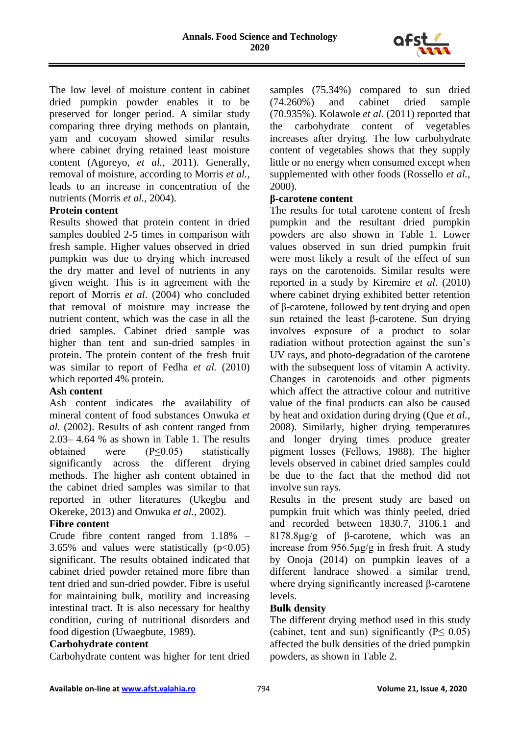The low level of moisture content in cabinet dried pumpkin powder enables it to be preserved for longer period. A similar study comparing three drying methods on plantain, yam and cocoyam showed similar results where cabinet drying retained least moisture content (Agoreyo, *et al.*, 2011). Generally, removal of moisture, according to Morris *et al.*, leads to an increase in concentration of the nutrients (Morris *et al.,* 2004).

**Protein content**

Results showed that protein content in dried samples doubled 2-5 times in comparison with fresh sample. Higher values observed in dried pumpkin was due to drying which increased the dry matter and level of nutrients in any given weight. This is in agreement with the report of Morris *et al*. (2004) who concluded that removal of moisture may increase the nutrient content, which was the case in all the dried samples. Cabinet dried sample was higher than tent and sun-dried samples in protein. The protein content of the fresh fruit was similar to report of Fedha *et al.* (2010) which reported 4% protein.

**Ash content**

Ash content indicates the availability of mineral content of food substances Onwuka *et al.* (2002). Results of ash content ranged from 2.03– 4.64 % as shown in Table 1. The results obtained were ($P \leq 0.05$) statistically significantly across the different drying methods. The higher ash content obtained in the cabinet dried samples was similar to that reported in other literatures (Ukegbu and Okereke, 2013) and Onwuka *et al.*, 2002).

**Fibre content**

Crude fibre content ranged from 1.18% – 3.65% and values were statistically ($p<0.05$) significant. The results obtained indicated that cabinet dried powder retained more fibre than tent dried and sun-dried powder. Fibre is useful for maintaining bulk, motility and increasing intestinal tract. It is also necessary for healthy condition, curing of nutritional disorders and food digestion (Uwaegbute, 1989).

**Carbohydrate content**

Carbohydrate content was higher for tent dried samples (75.34%) compared to sun dried (74.260%) and cabinet dried sample (70.935%). Kolawole *et al*. (2011) reported that the carbohydrate content of vegetables increases after drying. The low carbohydrate content of vegetables shows that they supply little or no energy when consumed except when supplemented with other foods (Rossello *et al.*, 2000).

**β-carotene content**

The results for total carotene content of fresh pumpkin and the resultant dried pumpkin powders are also shown in Table 1. Lower values observed in sun dried pumpkin fruit were most likely a result of the effect of sun rays on the carotenoids. Similar results were reported in a study by Kiremire *et al*. (2010) where cabinet drying exhibited better retention of β-carotene, followed by tent drying and open sun retained the least β-carotene. Sun drying involves exposure of a product to solar radiation without protection against the sun's UV rays, and photo-degradation of the carotene with the subsequent loss of vitamin A activity. Changes in carotenoids and other pigments which affect the attractive colour and nutritive value of the final products can also be caused by heat and oxidation during drying (Que *et al.*, 2008). Similarly, higher drying temperatures and longer drying times produce greater pigment losses (Fellows, 1988). The higher levels observed in cabinet dried samples could be due to the fact that the method did not involve sun rays.

Results in the present study are based on pumpkin fruit which was thinly peeled, dried and recorded between 1830.7, 3106.1 and 8178.8μg/g of β-carotene, which was an increase from 956.5μg/g in fresh fruit. A study by Onoja (2014) on pumpkin leaves of a different landrace showed a similar trend, where drying significantly increased β-carotene levels.

**Bulk density**

The different drying method used in this study (cabinet, tent and sun) significantly ($P \leq 0.05$) affected the bulk densities of the dried pumpkin powders, as shown in Table 2.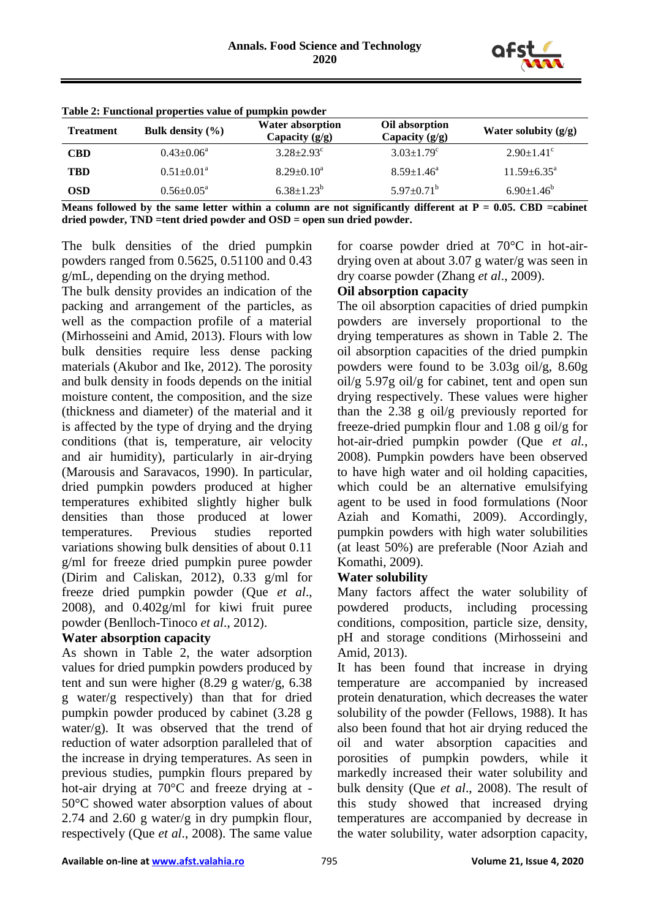**Table 2: Functional properties value of pumpkin powder**

| Treatment | Bulk density (%) | Water absorption Capacity (g/g) | Oil absorption Capacity (g/g) | Water solubity (g/g) |
|---|---|---|---|---|
| **CBD** | $0.43\pm0.06^{a}$ | $3.28\pm2.93^{c}$ | $3.03\pm1.79^{c}$ | $2.90\pm1.41^{c}$ |
| **TBD** | $0.51\pm0.01^{a}$ | $8.29\pm0.10^{a}$ | $8.59\pm1.46^{a}$ | $11.59\pm6.35^{a}$ |
| **OSD** | $0.56\pm0.05^{a}$ | $6.38\pm1.23^{b}$ | $5.97\pm0.71^{b}$ | $6.90\pm1.46^{b}$ |

**Means followed by the same letter within a column are not significantly different at P = 0.05. CBD =cabinet dried powder, TND =tent dried powder and OSD = open sun dried powder.**

The bulk densities of the dried pumpkin powders ranged from 0.5625, 0.51100 and 0.43 g/mL, depending on the drying method.

The bulk density provides an indication of the packing and arrangement of the particles, as well as the compaction profile of a material (Mirhosseini and Amid, 2013). Flours with low bulk densities require less dense packing materials (Akubor and Ike, 2012). The porosity and bulk density in foods depends on the initial moisture content, the composition, and the size (thickness and diameter) of the material and it is affected by the type of drying and the drying conditions (that is, temperature, air velocity and air humidity), particularly in air-drying (Marousis and Saravacos, 1990). In particular, dried pumpkin powders produced at higher temperatures exhibited slightly higher bulk densities than those produced at lower temperatures. Previous studies reported variations showing bulk densities of about 0.11 g/ml for freeze dried pumpkin puree powder (Dirim and Caliskan, 2012), 0.33 g/ml for freeze dried pumpkin powder (Que *et al*., 2008), and 0.402g/ml for kiwi fruit puree powder (Benlloch-Tinoco *et al*., 2012).

### Water absorption capacity

As shown in Table 2, the water adsorption values for dried pumpkin powders produced by tent and sun were higher (8.29 g water/g, 6.38 g water/g respectively) than that for dried pumpkin powder produced by cabinet (3.28 g water/g). It was observed that the trend of reduction of water adsorption paralleled that of the increase in drying temperatures. As seen in previous studies, pumpkin flours prepared by hot-air drying at 70°C and freeze drying at -50°C showed water absorption values of about 2.74 and 2.60 g water/g in dry pumpkin flour, respectively (Que *et al*., 2008). The same value for coarse powder dried at 70°C in hot-air-drying oven at about 3.07 g water/g was seen in dry coarse powder (Zhang *et al*., 2009).

### Oil absorption capacity

The oil absorption capacities of dried pumpkin powders are inversely proportional to the drying temperatures as shown in Table 2. The oil absorption capacities of the dried pumpkin powders were found to be 3.03g oil/g, 8.60g oil/g 5.97g oil/g for cabinet, tent and open sun drying respectively. These values were higher than the 2.38 g oil/g previously reported for freeze-dried pumpkin flour and 1.08 g oil/g for hot-air-dried pumpkin powder (Que *et al.*, 2008). Pumpkin powders have been observed to have high water and oil holding capacities, which could be an alternative emulsifying agent to be used in food formulations (Noor Aziah and Komathi, 2009). Accordingly, pumpkin powders with high water solubilities (at least 50%) are preferable (Noor Aziah and Komathi, 2009).

### Water solubility

Many factors affect the water solubility of powdered products, including processing conditions, composition, particle size, density, pH and storage conditions (Mirhosseini and Amid, 2013).

It has been found that increase in drying temperature are accompanied by increased protein denaturation, which decreases the water solubility of the powder (Fellows, 1988). It has also been found that hot air drying reduced the oil and water absorption capacities and porosities of pumpkin powders, while it markedly increased their water solubility and bulk density (Que *et al*., 2008). The result of this study showed that increased drying temperatures are accompanied by decrease in the water solubility, water adsorption capacity,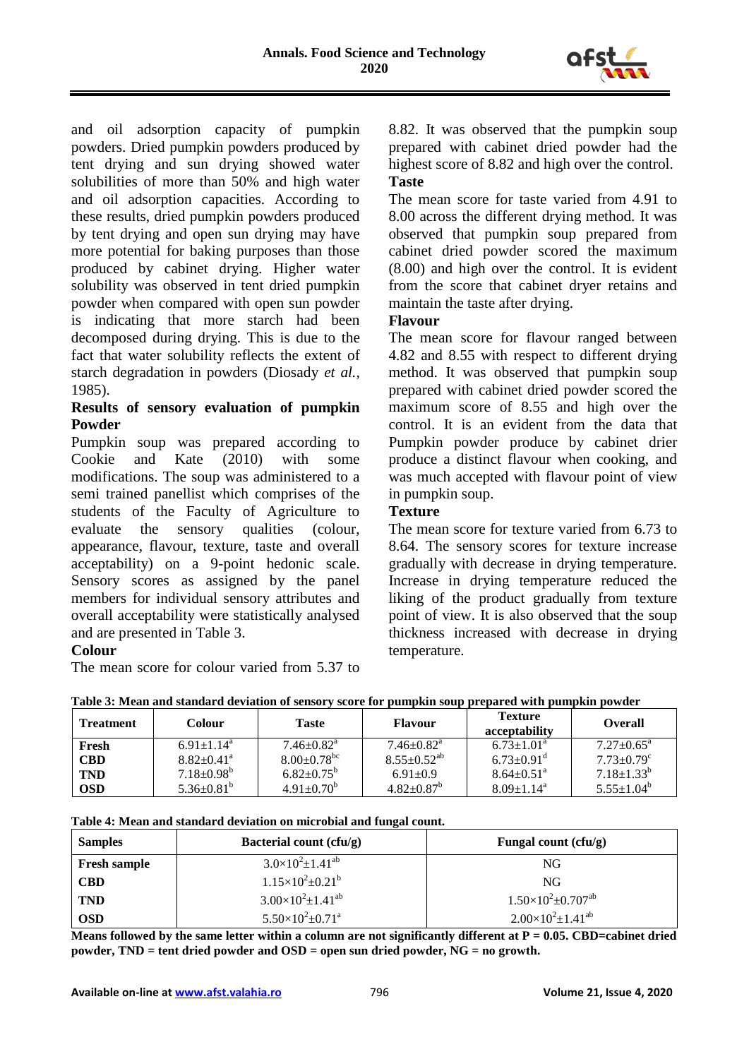and oil adsorption capacity of pumpkin powders. Dried pumpkin powders produced by tent drying and sun drying showed water solubilities of more than 50% and high water and oil adsorption capacities. According to these results, dried pumpkin powders produced by tent drying and open sun drying may have more potential for baking purposes than those produced by cabinet drying. Higher water solubility was observed in tent dried pumpkin powder when compared with open sun powder is indicating that more starch had been decomposed during drying. This is due to the fact that water solubility reflects the extent of starch degradation in powders (Diosady *et al.,* 1985).

### Results of sensory evaluation of pumpkin Powder

Pumpkin soup was prepared according to Cookie and Kate (2010) with some modifications. The soup was administered to a semi trained panellist which comprises of the students of the Faculty of Agriculture to evaluate the sensory qualities (colour, appearance, flavour, texture, taste and overall acceptability) on a 9-point hedonic scale. Sensory scores as assigned by the panel members for individual sensory attributes and overall acceptability were statistically analysed and are presented in Table 3.

### Colour

The mean score for colour varied from 5.37 to 8.82. It was observed that the pumpkin soup prepared with cabinet dried powder had the highest score of 8.82 and high over the control.

### Taste

The mean score for taste varied from 4.91 to 8.00 across the different drying method. It was observed that pumpkin soup prepared from cabinet dried powder scored the maximum (8.00) and high over the control. It is evident from the score that cabinet dryer retains and maintain the taste after drying.

### Flavour

The mean score for flavour ranged between 4.82 and 8.55 with respect to different drying method. It was observed that pumpkin soup prepared with cabinet dried powder scored the maximum score of 8.55 and high over the control. It is an evident from the data that Pumpkin powder produce by cabinet drier produce a distinct flavour when cooking, and was much accepted with flavour point of view in pumpkin soup.

### Texture

The mean score for texture varied from 6.73 to 8.64. The sensory scores for texture increase gradually with decrease in drying temperature. Increase in drying temperature reduced the liking of the product gradually from texture point of view. It is also observed that the soup thickness increased with decrease in drying temperature.

**Table 3: Mean and standard deviation of sensory score for pumpkin soup prepared with pumpkin powder**

| Treatment | Colour | Taste | Flavour | Texture acceptability | Overall |
|---|---|---|---|---|---|
| **Fresh** | $6.91 \pm 1.14^{a}$ | $7.46 \pm 0.82^{a}$ | $7.46 \pm 0.82^{a}$ | $6.73 \pm 1.01^{a}$ | $7.27 \pm 0.65^{a}$ |
| **CBD** | $8.82 \pm 0.41^{a}$ | $8.00 \pm 0.78^{bc}$ | $8.55 \pm 0.52^{ab}$ | $6.73 \pm 0.91^{d}$ | $7.73 \pm 0.79^{c}$ |
| **TND** | $7.18 \pm 0.98^{b}$ | $6.82 \pm 0.75^{b}$ | $6.91 \pm 0.9$ | $8.64 \pm 0.51^{a}$ | $7.18 \pm 1.33^{b}$ |
| **OSD** | $5.36 \pm 0.81^{b}$ | $4.91 \pm 0.70^{b}$ | $4.82 \pm 0.87^{b}$ | $8.09 \pm 1.14^{a}$ | $5.55 \pm 1.04^{b}$ |

**Table 4: Mean and standard deviation on microbial and fungal count.**

| Samples | Bacterial count (cfu/g) | Fungal count (cfu/g) |
|---|---|---|
| **Fresh sample** | $3.0 \times 10^{2} \pm 1.41^{ab}$ | NG |
| **CBD** | $1.15 \times 10^{2} \pm 0.21^{b}$ | NG |
| **TND** | $3.00 \times 10^{2} \pm 1.41^{ab}$ | $1.50 \times 10^{2} \pm 0.707^{ab}$ |
| **OSD** | $5.50 \times 10^{2} \pm 0.71^{a}$ | $2.00 \times 10^{2} \pm 1.41^{ab}$ |

**Means followed by the same letter within a column are not significantly different at P = 0.05. CBD=cabinet dried powder, TND = tent dried powder and OSD = open sun dried powder, NG = no growth.**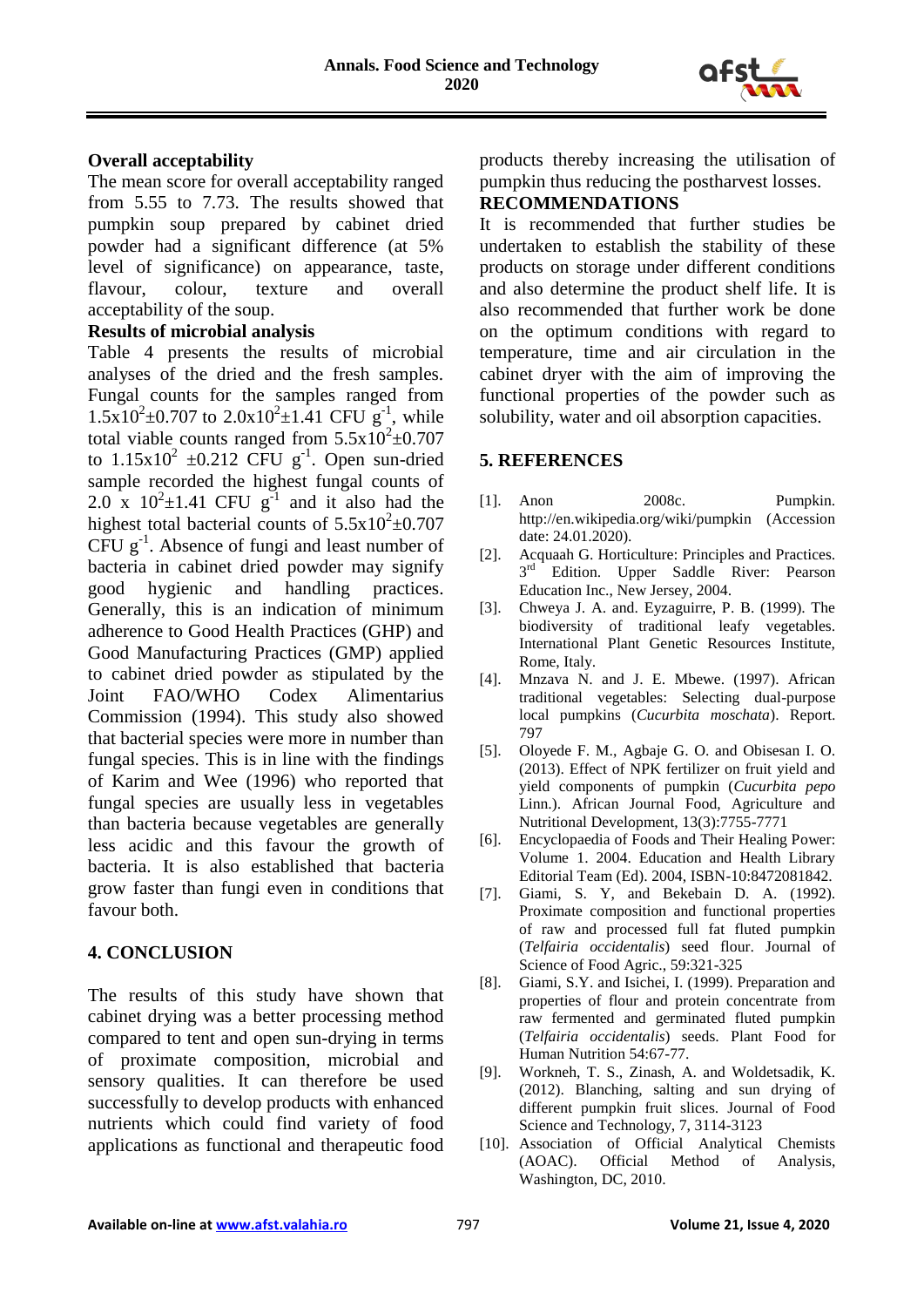**Overall acceptability**

The mean score for overall acceptability ranged from 5.55 to 7.73. The results showed that pumpkin soup prepared by cabinet dried powder had a significant difference (at 5% level of significance) on appearance, taste, flavour, colour, texture and overall acceptability of the soup.

**Results of microbial analysis**

Table 4 presents the results of microbial analyses of the dried and the fresh samples. Fungal counts for the samples ranged from $1.5x10^2 \pm 0.707$ to $2.0x10^2 \pm 1.41$ CFU $g^{-1}$, while total viable counts ranged from $5.5x10^2 \pm 0.707$ to $1.15x10^2 \pm 0.212$ CFU $g^{-1}$. Open sun-dried sample recorded the highest fungal counts of $2.0 \text{ x } 10^2 \pm 1.41$ CFU $g^{-1}$ and it also had the highest total bacterial counts of $5.5x10^2 \pm 0.707$ CFU $g^{-1}$. Absence of fungi and least number of bacteria in cabinet dried powder may signify good hygienic and handling practices. Generally, this is an indication of minimum adherence to Good Health Practices (GHP) and Good Manufacturing Practices (GMP) applied to cabinet dried powder as stipulated by the Joint FAO/WHO Codex Alimentarius Commission (1994). This study also showed that bacterial species were more in number than fungal species. This is in line with the findings of Karim and Wee (1996) who reported that fungal species are usually less in vegetables than bacteria because vegetables are generally less acidic and this favour the growth of bacteria. It is also established that bacteria grow faster than fungi even in conditions that favour both.

## 4. CONCLUSION

The results of this study have shown that cabinet drying was a better processing method compared to tent and open sun-drying in terms of proximate composition, microbial and sensory qualities. It can therefore be used successfully to develop products with enhanced nutrients which could find variety of food applications as functional and therapeutic food products thereby increasing the utilisation of pumpkin thus reducing the postharvest losses.

**RECOMMENDATIONS**

It is recommended that further studies be undertaken to establish the stability of these products on storage under different conditions and also determine the product shelf life. It is also recommended that further work be done on the optimum conditions with regard to temperature, time and air circulation in the cabinet dryer with the aim of improving the functional properties of the powder such as solubility, water and oil absorption capacities.

## 5. REFERENCES

[1]. Anon 2008c. Pumpkin. http://en.wikipedia.org/wiki/pumpkin (Accession date: 24.01.2020).

[2]. Acquaah G. Horticulture: Principles and Practices. 3rd Edition. Upper Saddle River: Pearson Education Inc., New Jersey, 2004.

[3]. Chweya J. A. and. Eyzaguirre, P. B. (1999). The biodiversity of traditional leafy vegetables. International Plant Genetic Resources Institute, Rome, Italy.

[4]. Mnzava N. and J. E. Mbewe. (1997). African traditional vegetables: Selecting dual-purpose local pumpkins (*Cucurbita moschata*). Report. 797

[5]. Oloyede F. M., Agbaje G. O. and Obisesan I. O. (2013). Effect of NPK fertilizer on fruit yield and yield components of pumpkin (*Cucurbita pepo* Linn.). African Journal Food, Agriculture and Nutritional Development, 13(3):7755-7771

[6]. Encyclopaedia of Foods and Their Healing Power: Volume 1. 2004. Education and Health Library Editorial Team (Ed). 2004, ISBN-10:8472081842.

[7]. Giami, S. Y, and Bekebain D. A. (1992). Proximate composition and functional properties of raw and processed full fat fluted pumpkin (*Telfairia occidentalis*) seed flour. Journal of Science of Food Agric., 59:321-325

[8]. Giami, S.Y. and Isichei, I. (1999). Preparation and properties of flour and protein concentrate from raw fermented and germinated fluted pumpkin (*Telfairia occidentalis*) seeds. Plant Food for Human Nutrition 54:67-77.

[9]. Workneh, T. S., Zinash, A. and Woldetsadik, K. (2012). Blanching, salting and sun drying of different pumpkin fruit slices. Journal of Food Science and Technology, 7, 3114-3123

[10]. Association of Official Analytical Chemists (AOAC). Official Method of Analysis, Washington, DC, 2010.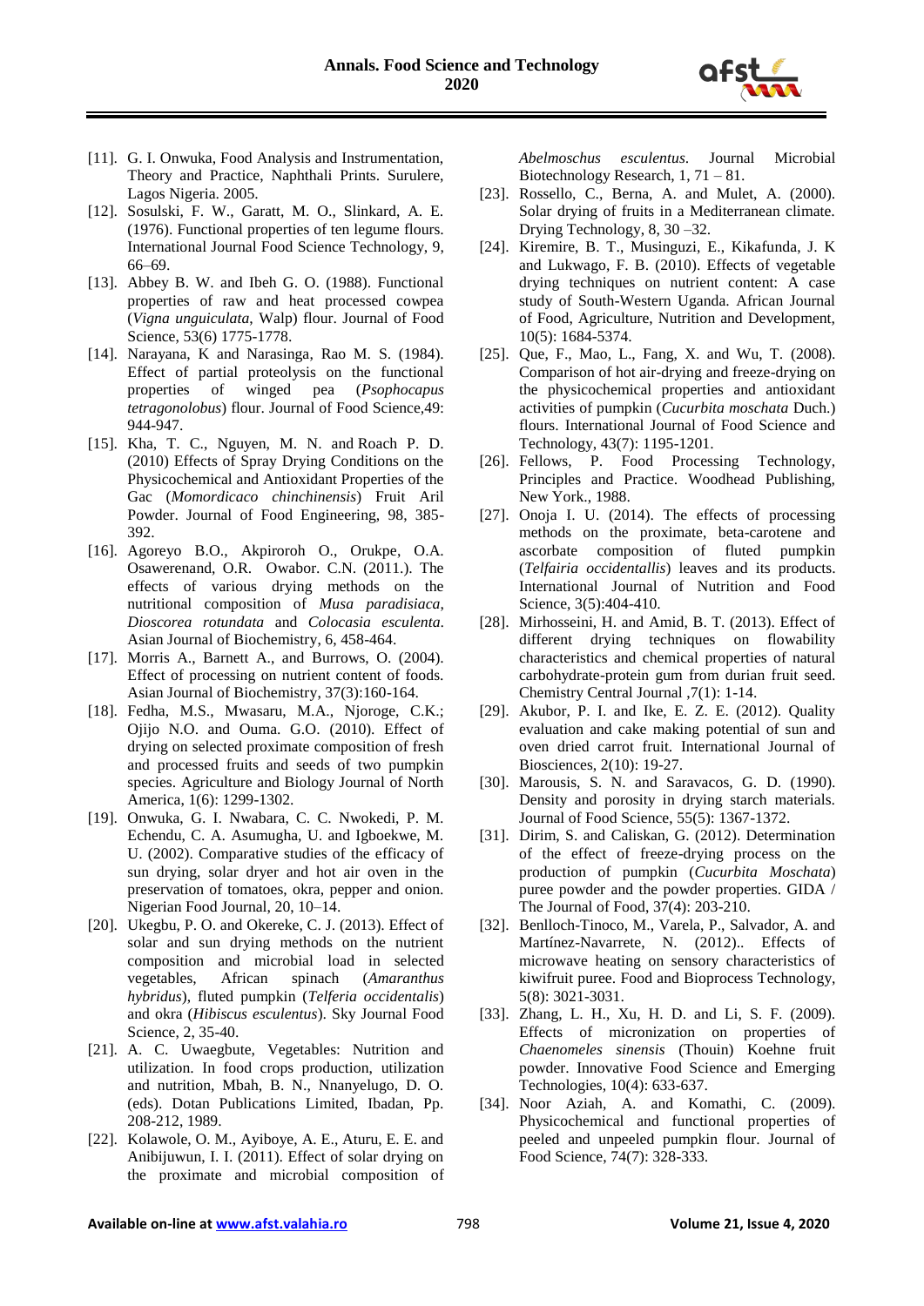[11]. G. I. Onwuka, Food Analysis and Instrumentation, Theory and Practice, Naphthali Prints. Surulere, Lagos Nigeria. 2005.

[12]. Sosulski, F. W., Garatt, M. O., Slinkard, A. E. (1976). Functional properties of ten legume flours. International Journal Food Science Technology, 9, 66–69.

[13]. Abbey B. W. and Ibeh G. O. (1988). Functional properties of raw and heat processed cowpea (*Vigna unguiculata*, Walp) flour. Journal of Food Science, 53(6) 1775-1778.

[14]. Narayana, K and Narasinga, Rao M. S. (1984). Effect of partial proteolysis on the functional properties of winged pea (*Psophocapus tetragonolobus*) flour. Journal of Food Science,49: 944-947.

[15]. Kha, T. C., Nguyen, M. N. and Roach P. D. (2010) Effects of Spray Drying Conditions on the Physicochemical and Antioxidant Properties of the Gac (*Momordicaco chinchinensis*) Fruit Aril Powder. Journal of Food Engineering, 98, 385-392.

[16]. Agoreyo B.O., Akpiroroh O., Orukpe, O.A. Osawerenand, O.R. Owabor. C.N. (2011.). The effects of various drying methods on the nutritional composition of *Musa paradisiaca*, *Dioscorea rotundata* and *Colocasia esculenta*. Asian Journal of Biochemistry, 6, 458-464.

[17]. Morris A., Barnett A., and Burrows, O. (2004). Effect of processing on nutrient content of foods. Asian Journal of Biochemistry, 37(3):160-164.

[18]. Fedha, M.S., Mwasaru, M.A., Njoroge, C.K.; Ojijo N.O. and Ouma. G.O. (2010). Effect of drying on selected proximate composition of fresh and processed fruits and seeds of two pumpkin species. Agriculture and Biology Journal of North America, 1(6): 1299-1302.

[19]. Onwuka, G. I. Nwabara, C. C. Nwokedi, P. M. Echendu, C. A. Asumugha, U. and Igboekwe, M. U. (2002). Comparative studies of the efficacy of sun drying, solar dryer and hot air oven in the preservation of tomatoes, okra, pepper and onion. Nigerian Food Journal, 20, 10–14.

[20]. Ukegbu, P. O. and Okereke, C. J. (2013). Effect of solar and sun drying methods on the nutrient composition and microbial load in selected vegetables, African spinach (*Amaranthus hybridus*), fluted pumpkin (*Telferia occidentalis*) and okra (*Hibiscus esculentus*). Sky Journal Food Science, 2, 35-40.

[21]. A. C. Uwaegbute, Vegetables: Nutrition and utilization. In food crops production, utilization and nutrition, Mbah, B. N., Nnanyelugo, D. O. (eds). Dotan Publications Limited, Ibadan, Pp. 208-212, 1989.

[22]. Kolawole, O. M., Ayiboye, A. E., Aturu, E. E. and Anibijuwun, I. I. (2011). Effect of solar drying on the proximate and microbial composition of *Abelmoschus esculentus*. Journal Microbial Biotechnology Research, 1, 71 – 81.

[23]. Rossello, C., Berna, A. and Mulet, A. (2000). Solar drying of fruits in a Mediterranean climate. Drying Technology, 8, 30 –32.

[24]. Kiremire, B. T., Musinguzi, E., Kikafunda, J. K and Lukwago, F. B. (2010). Effects of vegetable drying techniques on nutrient content: A case study of South-Western Uganda. African Journal of Food, Agriculture, Nutrition and Development, 10(5): 1684-5374.

[25]. Que, F., Mao, L., Fang, X. and Wu, T. (2008). Comparison of hot air-drying and freeze-drying on the physicochemical properties and antioxidant activities of pumpkin (*Cucurbita moschata* Duch.) flours. International Journal of Food Science and Technology, 43(7): 1195-1201.

[26]. Fellows, P. Food Processing Technology, Principles and Practice. Woodhead Publishing, New York., 1988.

[27]. Onoja I. U. (2014). The effects of processing methods on the proximate, beta-carotene and ascorbate composition of fluted pumpkin (*Telfairia occidentallis*) leaves and its products. International Journal of Nutrition and Food Science, 3(5):404-410.

[28]. Mirhosseini, H. and Amid, B. T. (2013). Effect of different drying techniques on flowability characteristics and chemical properties of natural carbohydrate-protein gum from durian fruit seed. Chemistry Central Journal ,7(1): 1-14.

[29]. Akubor, P. I. and Ike, E. Z. E. (2012). Quality evaluation and cake making potential of sun and oven dried carrot fruit. International Journal of Biosciences, 2(10): 19-27.

[30]. Marousis, S. N. and Saravacos, G. D. (1990). Density and porosity in drying starch materials. Journal of Food Science, 55(5): 1367-1372.

[31]. Dirim, S. and Caliskan, G. (2012). Determination of the effect of freeze-drying process on the production of pumpkin (*Cucurbita Moschata*) puree powder and the powder properties. GIDA / The Journal of Food, 37(4): 203-210.

[32]. Benlloch-Tinoco, M., Varela, P., Salvador, A. and Martínez-Navarrete, N. (2012).. Effects of microwave heating on sensory characteristics of kiwifruit puree. Food and Bioprocess Technology, 5(8): 3021-3031.

[33]. Zhang, L. H., Xu, H. D. and Li, S. F. (2009). Effects of micronization on properties of *Chaenomeles sinensis* (Thouin) Koehne fruit powder. Innovative Food Science and Emerging Technologies, 10(4): 633-637.

[34]. Noor Aziah, A. and Komathi, C. (2009). Physicochemical and functional properties of peeled and unpeeled pumpkin flour. Journal of Food Science, 74(7): 328-333.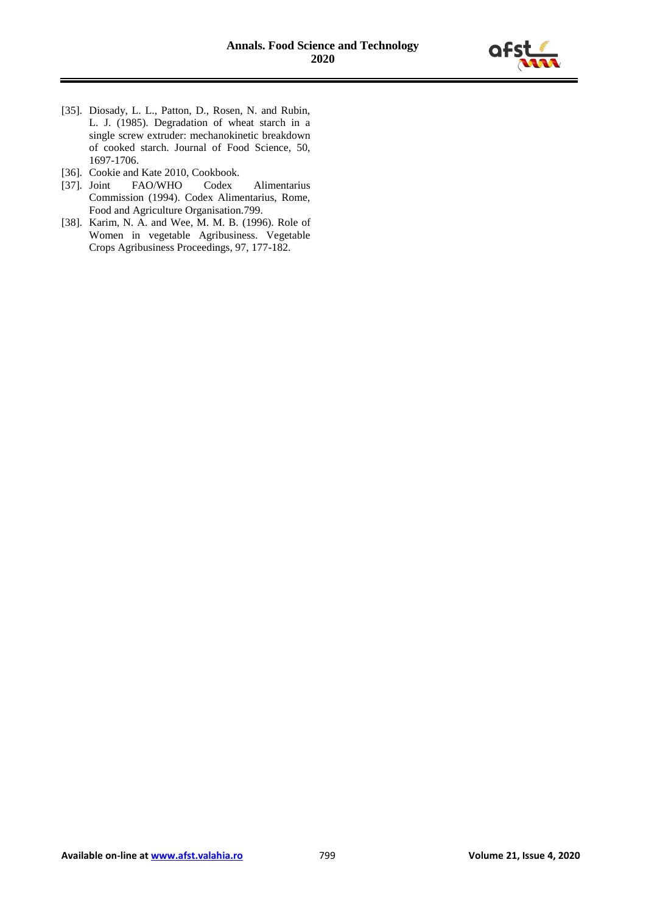[35]. Diosady, L. L., Patton, D., Rosen, N. and Rubin, L. J. (1985). Degradation of wheat starch in a single screw extruder: mechanokinetic breakdown of cooked starch. Journal of Food Science, 50, 1697-1706.

[36]. Cookie and Kate 2010, Cookbook.

[37]. Joint FAO/WHO Codex Alimentarius Commission (1994). Codex Alimentarius, Rome, Food and Agriculture Organisation.799.

[38]. Karim, N. A. and Wee, M. M. B. (1996). Role of Women in vegetable Agribusiness. Vegetable Crops Agribusiness Proceedings, 97, 177-182.